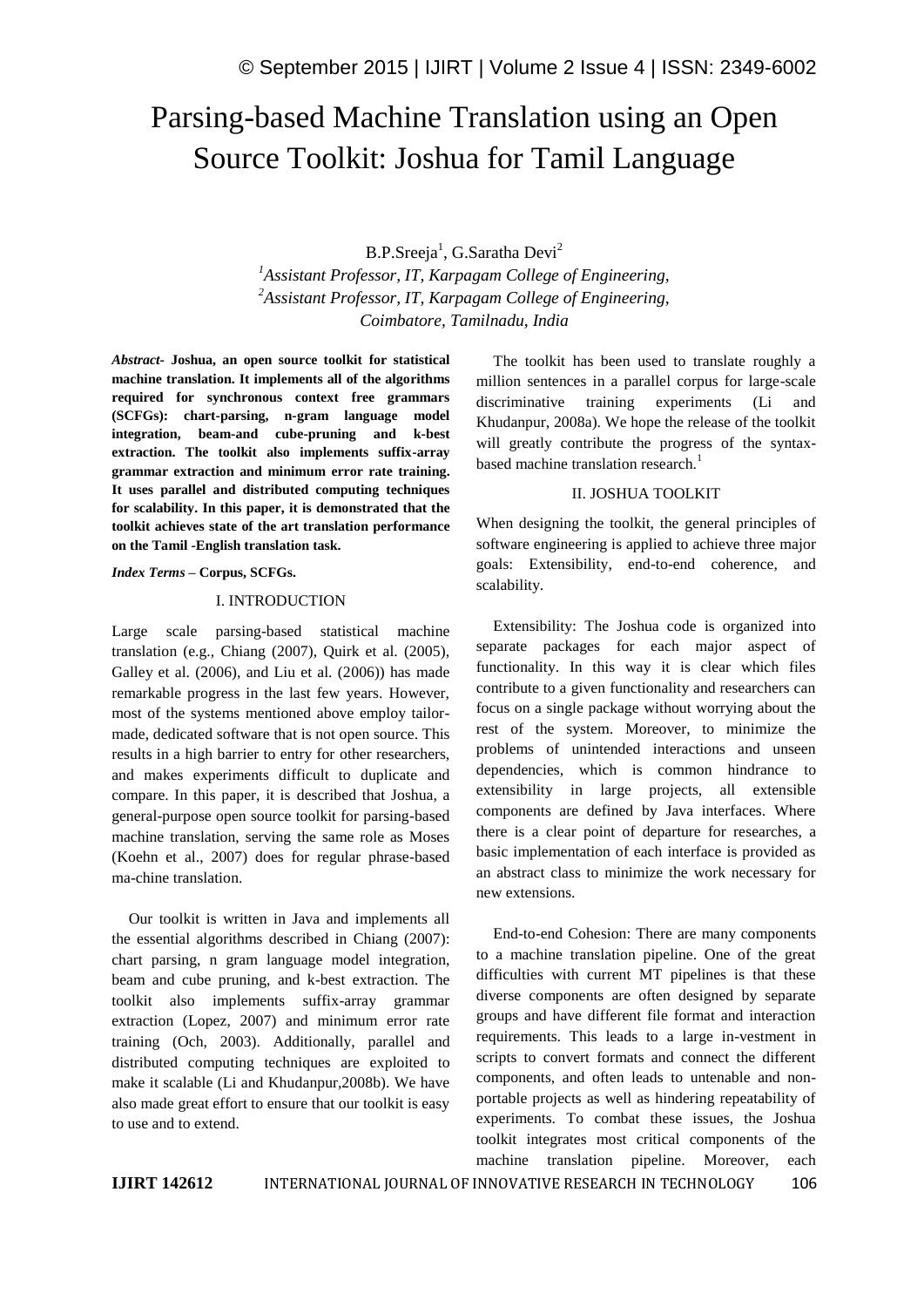# Parsing-based Machine Translation using an Open Source Toolkit: Joshua for Tamil Language

B.P.Sreeja[1], G.Saratha Devi[2]

[1]*Assistant Professor, IT, Karpagam College of Engineering,*
[2]*Assistant Professor, IT, Karpagam College of Engineering,*
*Coimbatore, Tamilnadu, India*

***Abstract-*** **Joshua, an open source toolkit for statistical machine translation. It implements all of the algorithms required for synchronous context free grammars (SCFGs): chart-parsing, n-gram language model integration, beam-and cube-pruning and k-best extraction. The toolkit also implements suffix-array grammar extraction and minimum error rate training. It uses parallel and distributed computing techniques for scalability. In this paper, it is demonstrated that the toolkit achieves state of the art translation performance on the Tamil -English translation task.**

***Index Terms*** **– Corpus, SCFGs.**

## I. INTRODUCTION

Large scale parsing-based statistical machine translation (e.g., Chiang (2007), Quirk et al. (2005), Galley et al. (2006), and Liu et al. (2006)) has made remarkable progress in the last few years. However, most of the systems mentioned above employ tailor-made, dedicated software that is not open source. This results in a high barrier to entry for other researchers, and makes experiments difficult to duplicate and compare. In this paper, it is described that Joshua, a general-purpose open source toolkit for parsing-based machine translation, serving the same role as Moses (Koehn et al., 2007) does for regular phrase-based ma-chine translation.

Our toolkit is written in Java and implements all the essential algorithms described in Chiang (2007): chart parsing, n gram language model integration, beam and cube pruning, and k-best extraction. The toolkit also implements suffix-array grammar extraction (Lopez, 2007) and minimum error rate training (Och, 2003). Additionally, parallel and distributed computing techniques are exploited to make it scalable (Li and Khudanpur,2008b). We have also made great effort to ensure that our toolkit is easy to use and to extend.

The toolkit has been used to translate roughly a million sentences in a parallel corpus for large-scale discriminative training experiments (Li and Khudanpur, 2008a). We hope the release of the toolkit will greatly contribute the progress of the syntax-based machine translation research.[1]

## II. JOSHUA TOOLKIT

When designing the toolkit, the general principles of software engineering is applied to achieve three major goals: Extensibility, end-to-end coherence, and scalability.

Extensibility: The Joshua code is organized into separate packages for each major aspect of functionality. In this way it is clear which files contribute to a given functionality and researchers can focus on a single package without worrying about the rest of the system. Moreover, to minimize the problems of unintended interactions and unseen dependencies, which is common hindrance to extensibility in large projects, all extensible components are defined by Java interfaces. Where there is a clear point of departure for researches, a basic implementation of each interface is provided as an abstract class to minimize the work necessary for new extensions.

End-to-end Cohesion: There are many components to a machine translation pipeline. One of the great difficulties with current MT pipelines is that these diverse components are often designed by separate groups and have different file format and interaction requirements. This leads to a large in-vestment in scripts to convert formats and connect the different components, and often leads to untenable and non-portable projects as well as hindering repeatability of experiments. To combat these issues, the Joshua toolkit integrates most critical components of the machine translation pipeline. Moreover, each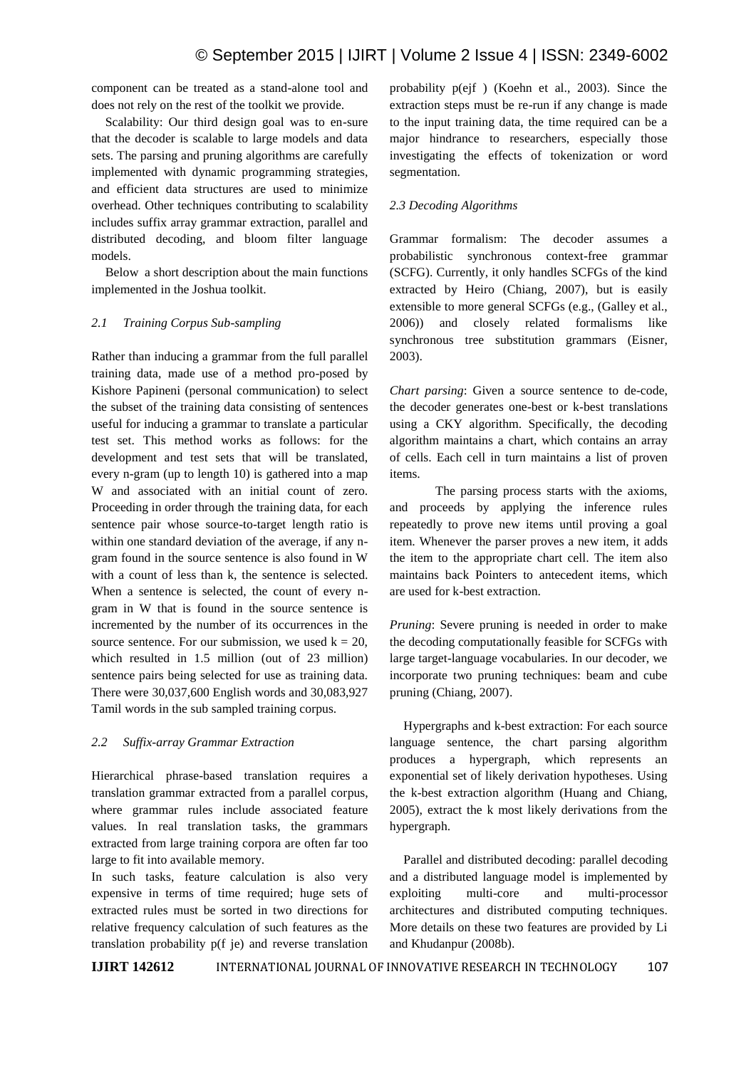component can be treated as a stand-alone tool and does not rely on the rest of the toolkit we provide.

Scalability: Our third design goal was to en-sure that the decoder is scalable to large models and data sets. The parsing and pruning algorithms are carefully implemented with dynamic programming strategies, and efficient data structures are used to minimize overhead. Other techniques contributing to scalability includes suffix array grammar extraction, parallel and distributed decoding, and bloom filter language models.

Below a short description about the main functions implemented in the Joshua toolkit.

### *2.1 Training Corpus Sub-sampling*

Rather than inducing a grammar from the full parallel training data, made use of a method pro-posed by Kishore Papineni (personal communication) to select the subset of the training data consisting of sentences useful for inducing a grammar to translate a particular test set. This method works as follows: for the development and test sets that will be translated, every n-gram (up to length 10) is gathered into a map W and associated with an initial count of zero. Proceeding in order through the training data, for each sentence pair whose source-to-target length ratio is within one standard deviation of the average, if any n-gram found in the source sentence is also found in W with a count of less than k, the sentence is selected. When a sentence is selected, the count of every n-gram in W that is found in the source sentence is incremented by the number of its occurrences in the source sentence. For our submission, we used $k = 20$, which resulted in 1.5 million (out of 23 million) sentence pairs being selected for use as training data. There were 30,037,600 English words and 30,083,927 Tamil words in the sub sampled training corpus.

### *2.2 Suffix-array Grammar Extraction*

Hierarchical phrase-based translation requires a translation grammar extracted from a parallel corpus, where grammar rules include associated feature values. In real translation tasks, the grammars extracted from large training corpora are often far too large to fit into available memory.

In such tasks, feature calculation is also very expensive in terms of time required; huge sets of extracted rules must be sorted in two directions for relative frequency calculation of such features as the translation probability p(f je) and reverse translation probability p(ejf ) (Koehn et al., 2003). Since the extraction steps must be re-run if any change is made to the input training data, the time required can be a major hindrance to researchers, especially those investigating the effects of tokenization or word segmentation.

### *2.3 Decoding Algorithms*

Grammar formalism: The decoder assumes a probabilistic synchronous context-free grammar (SCFG). Currently, it only handles SCFGs of the kind extracted by Heiro (Chiang, 2007), but is easily extensible to more general SCFGs (e.g., (Galley et al., 2006)) and closely related formalisms like synchronous tree substitution grammars (Eisner, 2003).

*Chart parsing*: Given a source sentence to de-code, the decoder generates one-best or k-best translations using a CKY algorithm. Specifically, the decoding algorithm maintains a chart, which contains an array of cells. Each cell in turn maintains a list of proven items.

The parsing process starts with the axioms, and proceeds by applying the inference rules repeatedly to prove new items until proving a goal item. Whenever the parser proves a new item, it adds the item to the appropriate chart cell. The item also maintains back Pointers to antecedent items, which are used for k-best extraction.

*Pruning*: Severe pruning is needed in order to make the decoding computationally feasible for SCFGs with large target-language vocabularies. In our decoder, we incorporate two pruning techniques: beam and cube pruning (Chiang, 2007).

Hypergraphs and k-best extraction: For each source language sentence, the chart parsing algorithm produces a hypergraph, which represents an exponential set of likely derivation hypotheses. Using the k-best extraction algorithm (Huang and Chiang, 2005), extract the k most likely derivations from the hypergraph.

Parallel and distributed decoding: parallel decoding and a distributed language model is implemented by exploiting multi-core and multi-processor architectures and distributed computing techniques. More details on these two features are provided by Li and Khudanpur (2008b).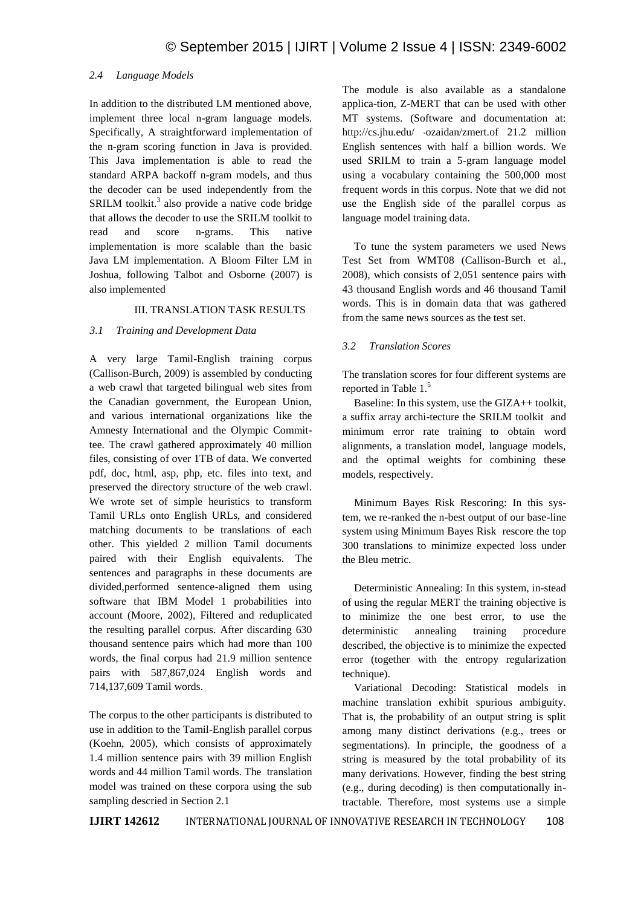### *2.4 Language Models*

In addition to the distributed LM mentioned above, implement three local n-gram language models. Specifically, A straightforward implementation of the n-gram scoring function in Java is provided. This Java implementation is able to read the standard ARPA backoff n-gram models, and thus the decoder can be used independently from the SRILM toolkit.[3] also provide a native code bridge that allows the decoder to use the SRILM toolkit to read and score n-grams. This native implementation is more scalable than the basic Java LM implementation. A Bloom Filter LM in Joshua, following Talbot and Osborne (2007) is also implemented

## III. TRANSLATION TASK RESULTS

### *3.1 Training and Development Data*

A very large Tamil-English training corpus (Callison-Burch, 2009) is assembled by conducting a web crawl that targeted bilingual web sites from the Canadian government, the European Union, and various international organizations like the Amnesty International and the Olympic Committee. The crawl gathered approximately 40 million files, consisting of over 1TB of data. We converted pdf, doc, html, asp, php, etc. files into text, and preserved the directory structure of the web crawl. We wrote set of simple heuristics to transform Tamil URLs onto English URLs, and considered matching documents to be translations of each other. This yielded 2 million Tamil documents paired with their English equivalents. The sentences and paragraphs in these documents are divided,performed sentence-aligned them using software that IBM Model 1 probabilities into account (Moore, 2002), Filtered and reduplicated the resulting parallel corpus. After discarding 630 thousand sentence pairs which had more than 100 words, the final corpus had 21.9 million sentence pairs with 587,867,024 English words and 714,137,609 Tamil words.

The corpus to the other participants is distributed to use in addition to the Tamil-English parallel corpus (Koehn, 2005), which consists of approximately 1.4 million sentence pairs with 39 million English words and 44 million Tamil words. The translation model was trained on these corpora using the sub sampling descried in Section 2.1

The module is also available as a standalone applica-tion, Z-MERT that can be used with other MT systems. (Software and documentation at: http://cs.jhu.edu/ ~ozaidan/zmert.of 21.2 million English sentences with half a billion words. We used SRILM to train a 5-gram language model using a vocabulary containing the 500,000 most frequent words in this corpus. Note that we did not use the English side of the parallel corpus as language model training data.

To tune the system parameters we used News Test Set from WMT08 (Callison-Burch et al., 2008), which consists of 2,051 sentence pairs with 43 thousand English words and 46 thousand Tamil words. This is in domain data that was gathered from the same news sources as the test set.

### *3.2 Translation Scores*

The translation scores for four different systems are reported in Table 1.[5]

Baseline: In this system, use the GIZA++ toolkit, a suffix array archi-tecture the SRILM toolkit and minimum error rate training to obtain word alignments, a translation model, language models, and the optimal weights for combining these models, respectively.

Minimum Bayes Risk Rescoring: In this system, we re-ranked the n-best output of our base-line system using Minimum Bayes Risk rescore the top 300 translations to minimize expected loss under the Bleu metric.

Deterministic Annealing: In this system, in-stead of using the regular MERT the training objective is to minimize the one best error, to use the deterministic annealing training procedure described, the objective is to minimize the expected error (together with the entropy regularization technique).

Variational Decoding: Statistical models in machine translation exhibit spurious ambiguity. That is, the probability of an output string is split among many distinct derivations (e.g., trees or segmentations). In principle, the goodness of a string is measured by the total probability of its many derivations. However, finding the best string (e.g., during decoding) is then computationally in-tractable. Therefore, most systems use a simple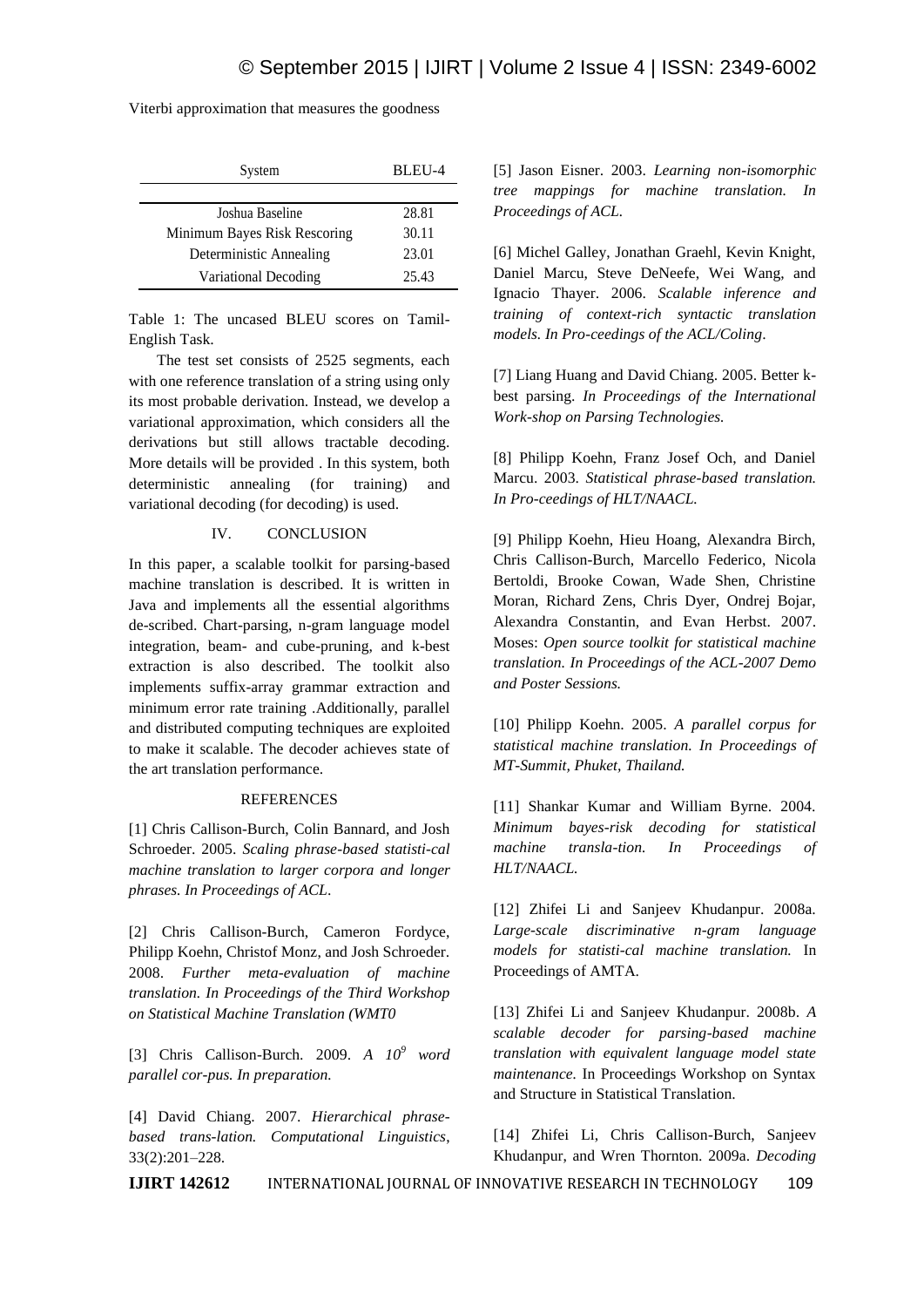Viterbi approximation that measures the goodness

| System | BLEU-4 |
|---|---|
| Joshua Baseline | 28.81 |
| Minimum Bayes Risk Rescoring | 30.11 |
| Deterministic Annealing | 23.01 |
| Variational Decoding | 25.43 |

Table 1: The uncased BLEU scores on Tamil-English Task.

The test set consists of 2525 segments, each with one reference translation of a string using only its most probable derivation. Instead, we develop a variational approximation, which considers all the derivations but still allows tractable decoding. More details will be provided . In this system, both deterministic annealing (for training) and variational decoding (for decoding) is used.

## IV. CONCLUSION

In this paper, a scalable toolkit for parsing-based machine translation is described. It is written in Java and implements all the essential algorithms de-scribed. Chart-parsing, n-gram language model integration, beam- and cube-pruning, and k-best extraction is also described. The toolkit also implements suffix-array grammar extraction and minimum error rate training .Additionally, parallel and distributed computing techniques are exploited to make it scalable. The decoder achieves state of the art translation performance.

## REFERENCES

[1] Chris Callison-Burch, Colin Bannard, and Josh Schroeder. 2005. *Scaling phrase-based statisti-cal machine translation to larger corpora and longer phrases. In Proceedings of ACL*.

[2] Chris Callison-Burch, Cameron Fordyce, Philipp Koehn, Christof Monz, and Josh Schroeder. 2008. *Further meta-evaluation of machine translation. In Proceedings of the Third Workshop on Statistical Machine Translation (WMT0*

[3] Chris Callison-Burch. 2009. *A $10^9$ word parallel cor-pus. In preparation.*

[4] David Chiang. 2007. *Hierarchical phrase-based trans-lation. Computational Linguistics*, 33(2):201–228.

[5] Jason Eisner. 2003. *Learning non-isomorphic tree mappings for machine translation. In Proceedings of ACL*.

[6] Michel Galley, Jonathan Graehl, Kevin Knight, Daniel Marcu, Steve DeNeefe, Wei Wang, and Ignacio Thayer. 2006. *Scalable inference and training of context-rich syntactic translation models. In Pro-ceedings of the ACL/Coling*.

[7] Liang Huang and David Chiang. 2005. Better k-best parsing. *In Proceedings of the International Work-shop on Parsing Technologies.*

[8] Philipp Koehn, Franz Josef Och, and Daniel Marcu. 2003. *Statistical phrase-based translation. In Pro-ceedings of HLT/NAACL.*

[9] Philipp Koehn, Hieu Hoang, Alexandra Birch, Chris Callison-Burch, Marcello Federico, Nicola Bertoldi, Brooke Cowan, Wade Shen, Christine Moran, Richard Zens, Chris Dyer, Ondrej Bojar, Alexandra Constantin, and Evan Herbst. 2007. Moses: *Open source toolkit for statistical machine translation. In Proceedings of the ACL-2007 Demo and Poster Sessions.*

[10] Philipp Koehn. 2005. *A parallel corpus for statistical machine translation. In Proceedings of MT-Summit, Phuket, Thailand.*

[11] Shankar Kumar and William Byrne. 2004. *Minimum bayes-risk decoding for statistical machine transla-tion. In Proceedings of HLT/NAACL.*

[12] Zhifei Li and Sanjeev Khudanpur. 2008a. *Large-scale discriminative n-gram language models for statisti-cal machine translation.* In Proceedings of AMTA.

[13] Zhifei Li and Sanjeev Khudanpur. 2008b. *A scalable decoder for parsing-based machine translation with equivalent language model state maintenance.* In Proceedings Workshop on Syntax and Structure in Statistical Translation.

[14] Zhifei Li, Chris Callison-Burch, Sanjeev Khudanpur, and Wren Thornton. 2009a. *Decoding*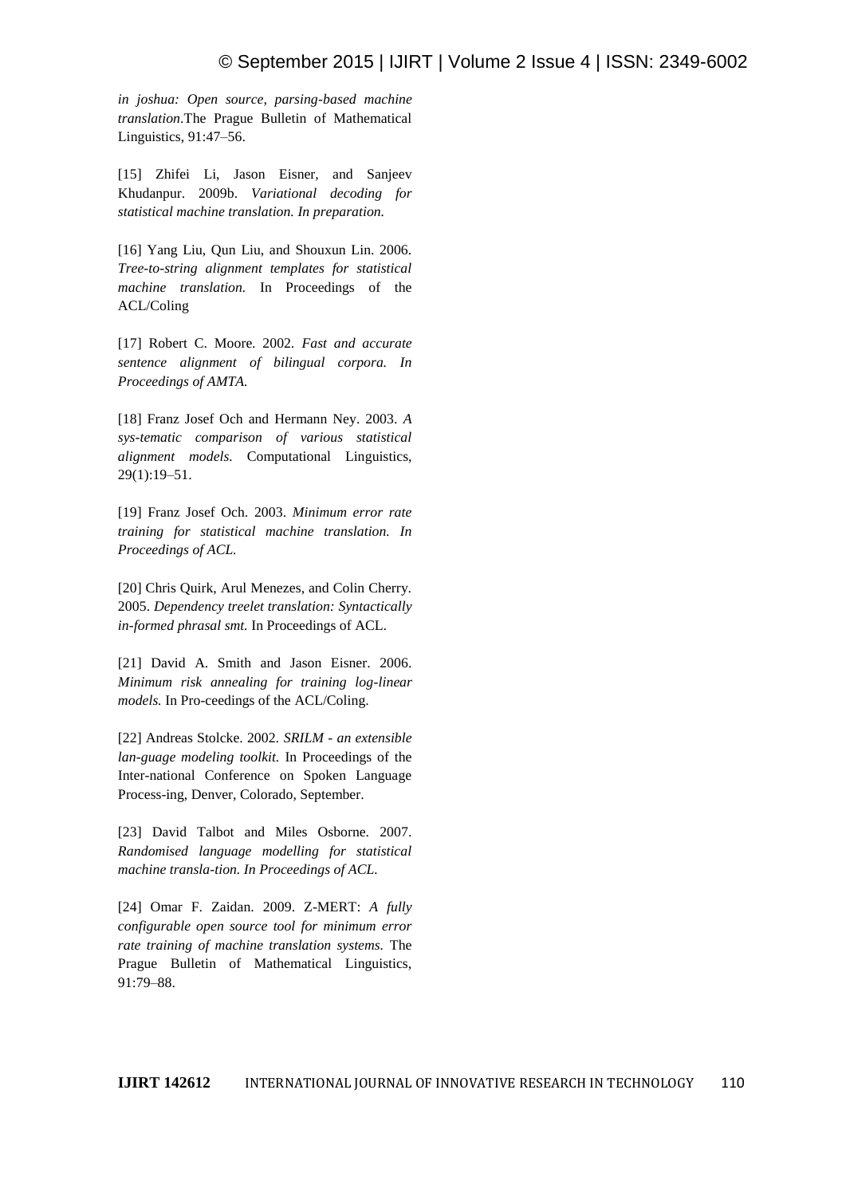*in joshua: Open source, parsing-based machine translation*.The Prague Bulletin of Mathematical Linguistics, 91:47–56.

[15] Zhifei Li, Jason Eisner, and Sanjeev Khudanpur. 2009b. *Variational decoding for statistical machine translation. In preparation.*

[16] Yang Liu, Qun Liu, and Shouxun Lin. 2006. *Tree-to-string alignment templates for statistical machine translation.* In Proceedings of the ACL/Coling

[17] Robert C. Moore. 2002. *Fast and accurate sentence alignment of bilingual corpora. In Proceedings of AMTA.*

[18] Franz Josef Och and Hermann Ney. 2003. *A sys-tematic comparison of various statistical alignment models.* Computational Linguistics, 29(1):19–51.

[19] Franz Josef Och. 2003. *Minimum error rate training for statistical machine translation. In Proceedings of ACL.*

[20] Chris Quirk, Arul Menezes, and Colin Cherry. 2005. *Dependency treelet translation: Syntactically in-formed phrasal smt.* In Proceedings of ACL.

[21] David A. Smith and Jason Eisner. 2006. *Minimum risk annealing for training log-linear models.* In Pro-ceedings of the ACL/Coling.

[22] Andreas Stolcke. 2002. *SRILM - an extensible lan-guage modeling toolkit.* In Proceedings of the Inter-national Conference on Spoken Language Process-ing, Denver, Colorado, September.

[23] David Talbot and Miles Osborne. 2007. *Randomised language modelling for statistical machine transla-tion. In Proceedings of ACL.*

[24] Omar F. Zaidan. 2009. Z-MERT: *A fully configurable open source tool for minimum error rate training of machine translation systems.* The Prague Bulletin of Mathematical Linguistics, 91:79–88.